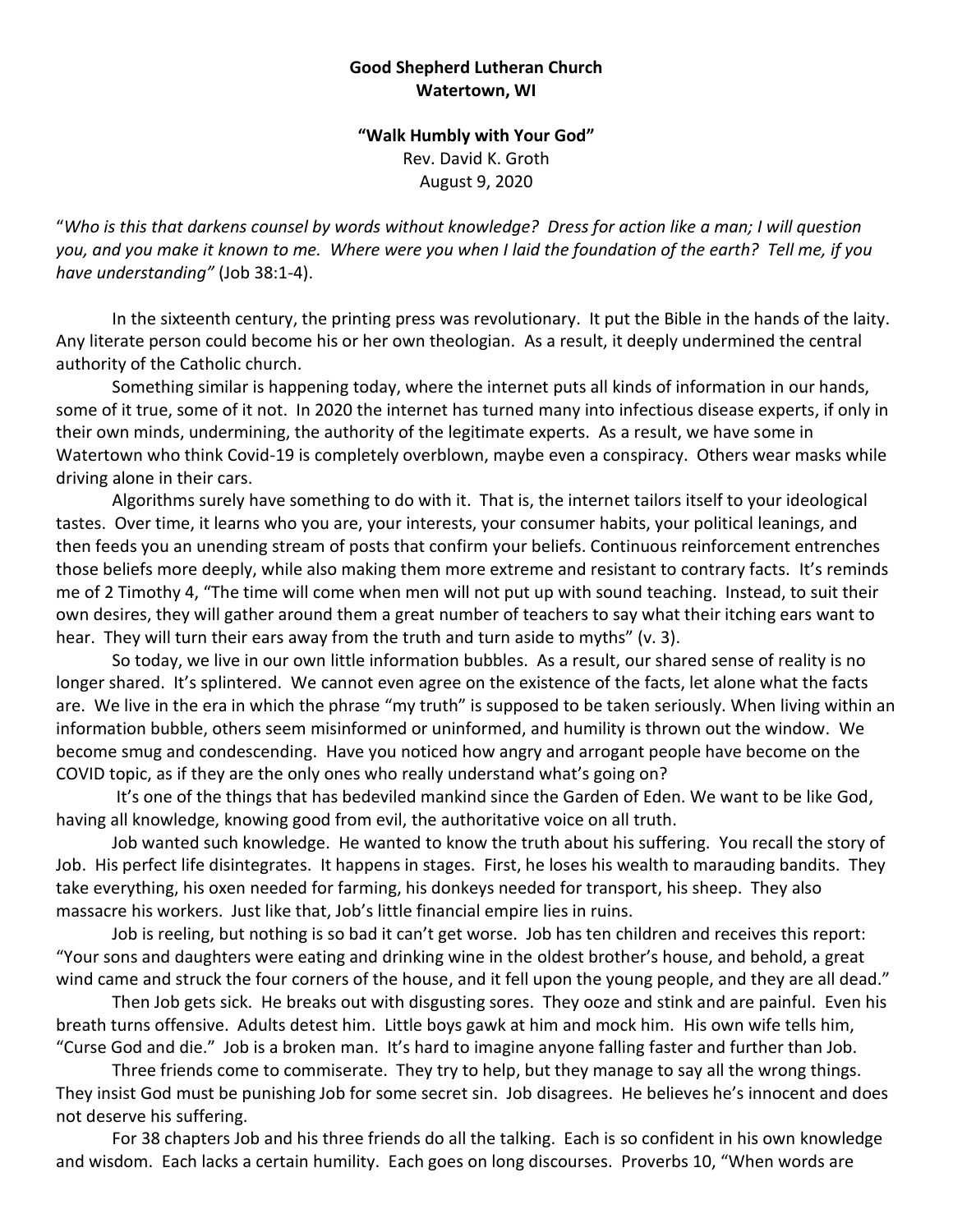**Good Shepherd Lutheran Church**
**Watertown, WI**

**"Walk Humbly with Your God"**
Rev. David K. Groth
August 9, 2020

"*Who is this that darkens counsel by words without knowledge? Dress for action like a man; I will question you, and you make it known to me. Where were you when I laid the foundation of the earth? Tell me, if you have understanding"* (Job 38:1-4).

In the sixteenth century, the printing press was revolutionary. It put the Bible in the hands of the laity. Any literate person could become his or her own theologian. As a result, it deeply undermined the central authority of the Catholic church.

Something similar is happening today, where the internet puts all kinds of information in our hands, some of it true, some of it not. In 2020 the internet has turned many into infectious disease experts, if only in their own minds, undermining, the authority of the legitimate experts. As a result, we have some in Watertown who think Covid-19 is completely overblown, maybe even a conspiracy. Others wear masks while driving alone in their cars.

Algorithms surely have something to do with it. That is, the internet tailors itself to your ideological tastes. Over time, it learns who you are, your interests, your consumer habits, your political leanings, and then feeds you an unending stream of posts that confirm your beliefs. Continuous reinforcement entrenches those beliefs more deeply, while also making them more extreme and resistant to contrary facts. It's reminds me of 2 Timothy 4, "The time will come when men will not put up with sound teaching. Instead, to suit their own desires, they will gather around them a great number of teachers to say what their itching ears want to hear. They will turn their ears away from the truth and turn aside to myths" (v. 3).

So today, we live in our own little information bubbles. As a result, our shared sense of reality is no longer shared. It's splintered. We cannot even agree on the existence of the facts, let alone what the facts are. We live in the era in which the phrase "my truth" is supposed to be taken seriously. When living within an information bubble, others seem misinformed or uninformed, and humility is thrown out the window. We become smug and condescending. Have you noticed how angry and arrogant people have become on the COVID topic, as if they are the only ones who really understand what's going on?

It's one of the things that has bedeviled mankind since the Garden of Eden. We want to be like God, having all knowledge, knowing good from evil, the authoritative voice on all truth.

Job wanted such knowledge. He wanted to know the truth about his suffering. You recall the story of Job. His perfect life disintegrates. It happens in stages. First, he loses his wealth to marauding bandits. They take everything, his oxen needed for farming, his donkeys needed for transport, his sheep. They also massacre his workers. Just like that, Job's little financial empire lies in ruins.

Job is reeling, but nothing is so bad it can't get worse. Job has ten children and receives this report: "Your sons and daughters were eating and drinking wine in the oldest brother's house, and behold, a great wind came and struck the four corners of the house, and it fell upon the young people, and they are all dead."

Then Job gets sick. He breaks out with disgusting sores. They ooze and stink and are painful. Even his breath turns offensive. Adults detest him. Little boys gawk at him and mock him. His own wife tells him, "Curse God and die." Job is a broken man. It's hard to imagine anyone falling faster and further than Job.

Three friends come to commiserate. They try to help, but they manage to say all the wrong things. They insist God must be punishing Job for some secret sin. Job disagrees. He believes he's innocent and does not deserve his suffering.

For 38 chapters Job and his three friends do all the talking. Each is so confident in his own knowledge and wisdom. Each lacks a certain humility. Each goes on long discourses. Proverbs 10, "When words are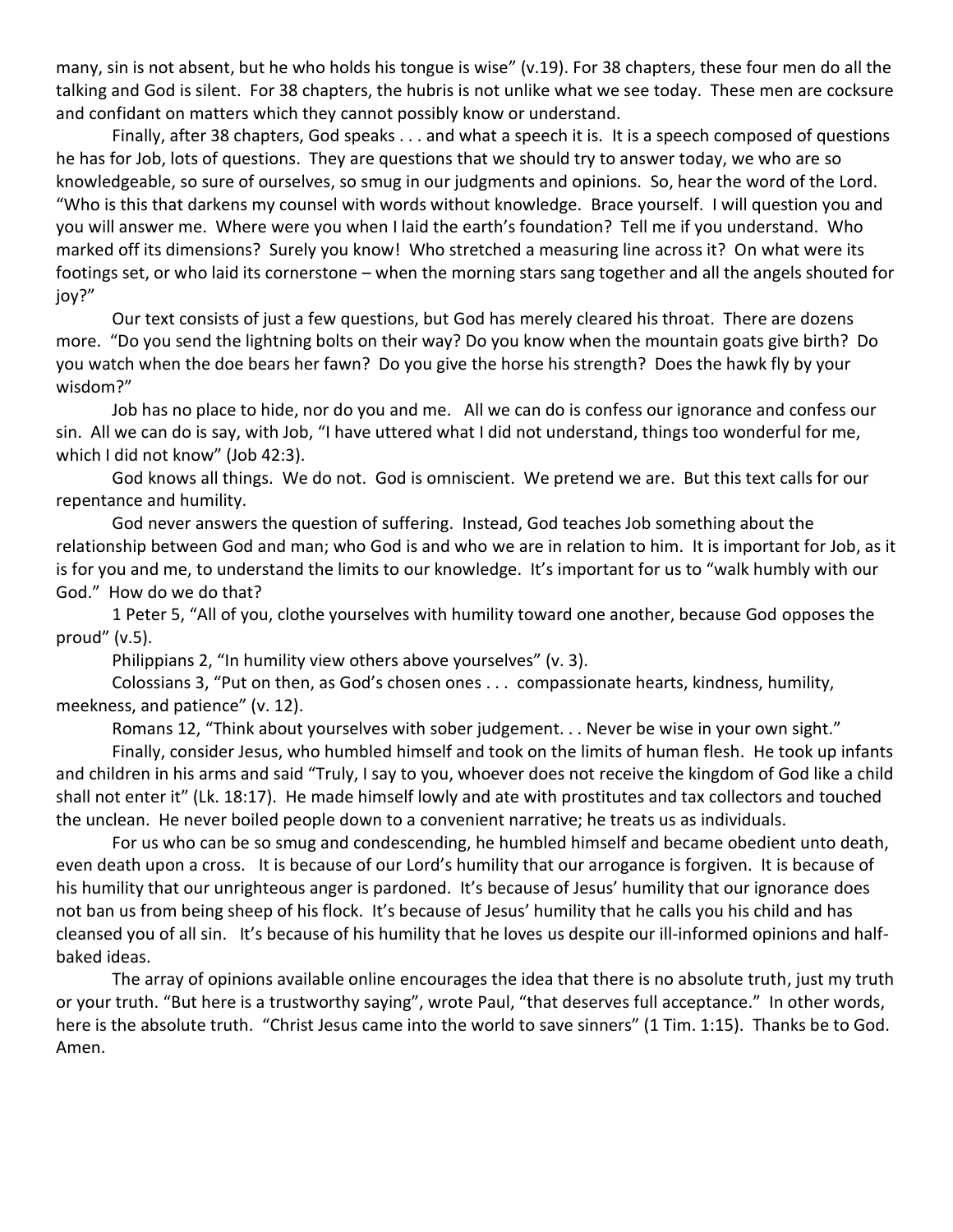many, sin is not absent, but he who holds his tongue is wise" (v.19). For 38 chapters, these four men do all the talking and God is silent. For 38 chapters, the hubris is not unlike what we see today. These men are cocksure and confidant on matters which they cannot possibly know or understand.

Finally, after 38 chapters, God speaks . . . and what a speech it is. It is a speech composed of questions he has for Job, lots of questions. They are questions that we should try to answer today, we who are so knowledgeable, so sure of ourselves, so smug in our judgments and opinions. So, hear the word of the Lord. "Who is this that darkens my counsel with words without knowledge. Brace yourself. I will question you and you will answer me. Where were you when I laid the earth's foundation? Tell me if you understand. Who marked off its dimensions? Surely you know! Who stretched a measuring line across it? On what were its footings set, or who laid its cornerstone – when the morning stars sang together and all the angels shouted for joy?"

Our text consists of just a few questions, but God has merely cleared his throat. There are dozens more. "Do you send the lightning bolts on their way? Do you know when the mountain goats give birth? Do you watch when the doe bears her fawn? Do you give the horse his strength? Does the hawk fly by your wisdom?"

Job has no place to hide, nor do you and me. All we can do is confess our ignorance and confess our sin. All we can do is say, with Job, "I have uttered what I did not understand, things too wonderful for me, which I did not know" (Job 42:3).

God knows all things. We do not. God is omniscient. We pretend we are. But this text calls for our repentance and humility.

God never answers the question of suffering. Instead, God teaches Job something about the relationship between God and man; who God is and who we are in relation to him. It is important for Job, as it is for you and me, to understand the limits to our knowledge. It's important for us to "walk humbly with our God." How do we do that?

1 Peter 5, "All of you, clothe yourselves with humility toward one another, because God opposes the proud" (v.5).

Philippians 2, "In humility view others above yourselves" (v. 3).

Colossians 3, "Put on then, as God's chosen ones . . . compassionate hearts, kindness, humility, meekness, and patience" (v. 12).

Romans 12, "Think about yourselves with sober judgement. . . Never be wise in your own sight."

Finally, consider Jesus, who humbled himself and took on the limits of human flesh. He took up infants and children in his arms and said "Truly, I say to you, whoever does not receive the kingdom of God like a child shall not enter it" (Lk. 18:17). He made himself lowly and ate with prostitutes and tax collectors and touched the unclean. He never boiled people down to a convenient narrative; he treats us as individuals.

For us who can be so smug and condescending, he humbled himself and became obedient unto death, even death upon a cross. It is because of our Lord's humility that our arrogance is forgiven. It is because of his humility that our unrighteous anger is pardoned. It's because of Jesus' humility that our ignorance does not ban us from being sheep of his flock. It's because of Jesus' humility that he calls you his child and has cleansed you of all sin. It's because of his humility that he loves us despite our ill-informed opinions and half-baked ideas.

The array of opinions available online encourages the idea that there is no absolute truth, just my truth or your truth. "But here is a trustworthy saying", wrote Paul, "that deserves full acceptance." In other words, here is the absolute truth. "Christ Jesus came into the world to save sinners" (1 Tim. 1:15). Thanks be to God. Amen.